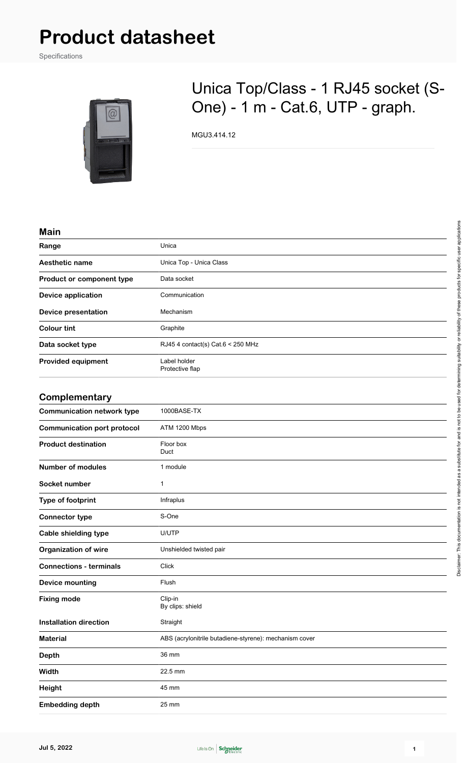# Product datasheet

Specifications

## Unica Top/Class - 1 RJ45 socket (S-One) - 1 m - Cat.6, UTP - graph.

MGU3.414.12

### Main

| | |
|---|---|
| **Range** | Unica |
| **Aesthetic name** | Unica Top - Unica Class |
| **Product or component type** | Data socket |
| **Device application** | Communication |
| **Device presentation** | Mechanism |
| **Colour tint** | Graphite |
| **Data socket type** | RJ45 4 contact(s) Cat.6 < 250 MHz |
| **Provided equipment** | Label holder<br>Protective flap |

### Complementary

| | |
|---|---|
| **Communication network type** | 1000BASE-TX |
| **Communication port protocol** | ATM 1200 Mbps |
| **Product destination** | Floor box<br>Duct |
| **Number of modules** | 1 module |
| **Socket number** | 1 |
| **Type of footprint** | Infraplus |
| **Connector type** | S-One |
| **Cable shielding type** | U/UTP |
| **Organization of wire** | Unshielded twisted pair |
| **Connections - terminals** | Click |
| **Device mounting** | Flush |
| **Fixing mode** | Clip-in<br>By clips: shield |
| **Installation direction** | Straight |
| **Material** | ABS (acrylonitrile butadiene-styrene): mechanism cover |
| **Depth** | 36 mm |
| **Width** | 22.5 mm |
| **Height** | 45 mm |
| **Embedding depth** | 25 mm |

Disclaimer: This documentation is not intended as a substitute for and is not to be used for determining suitability or reliability of these products for specific user applications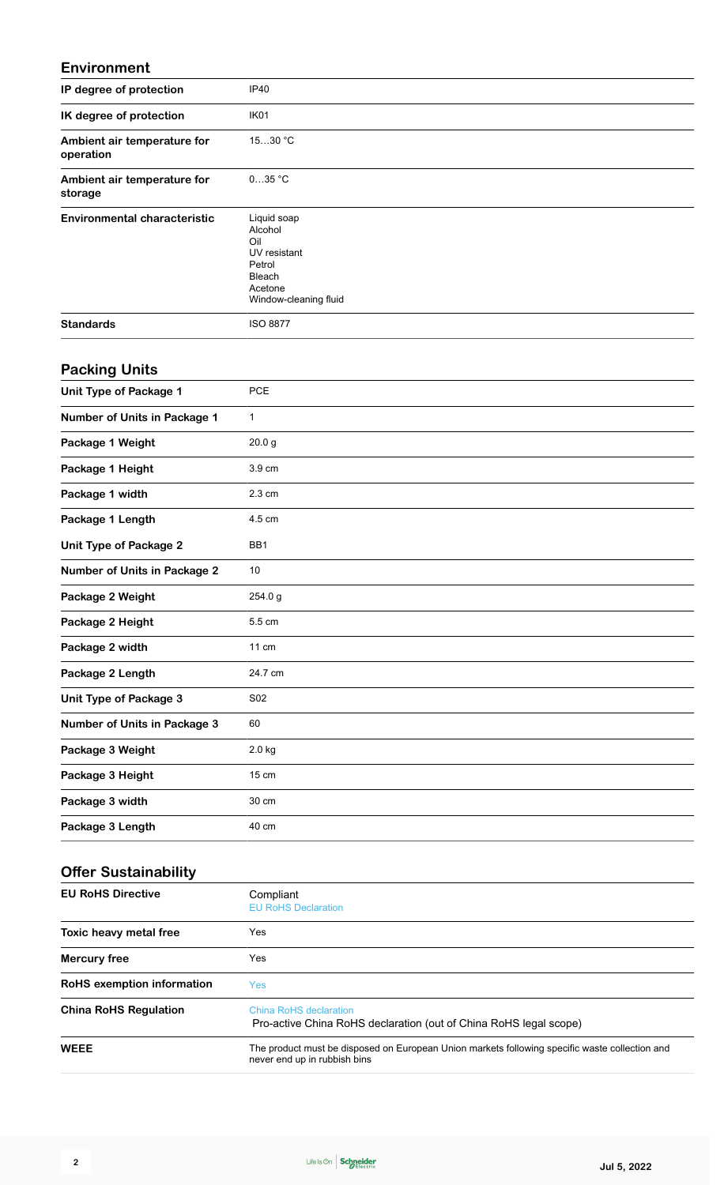## Environment

| | |
|---|---|
| IP degree of protection | IP40 |
| IK degree of protection | IK01 |
| Ambient air temperature for operation | 15…30 °C |
| Ambient air temperature for storage | 0…35 °C |
| Environmental characteristic | Liquid soap<br>Alcohol<br>Oil<br>UV resistant<br>Petrol<br>Bleach<br>Acetone<br>Window-cleaning fluid |
| Standards | ISO 8877 |

## Packing Units

| | |
|---|---|
| Unit Type of Package 1 | PCE |
| Number of Units in Package 1 | 1 |
| Package 1 Weight | 20.0 g |
| Package 1 Height | 3.9 cm |
| Package 1 width | 2.3 cm |
| Package 1 Length | 4.5 cm |
| Unit Type of Package 2 | BB1 |
| Number of Units in Package 2 | 10 |
| Package 2 Weight | 254.0 g |
| Package 2 Height | 5.5 cm |
| Package 2 width | 11 cm |
| Package 2 Length | 24.7 cm |
| Unit Type of Package 3 | S02 |
| Number of Units in Package 3 | 60 |
| Package 3 Weight | 2.0 kg |
| Package 3 Height | 15 cm |
| Package 3 width | 30 cm |
| Package 3 Length | 40 cm |

## Offer Sustainability

| | |
|---|---|
| EU RoHS Directive | Compliant<br>EU RoHS Declaration |
| Toxic heavy metal free | Yes |
| Mercury free | Yes |
| RoHS exemption information | Yes |
| China RoHS Regulation | China RoHS declaration<br>Pro-active China RoHS declaration (out of China RoHS legal scope) |
| WEEE | The product must be disposed on European Union markets following specific waste collection and never end up in rubbish bins |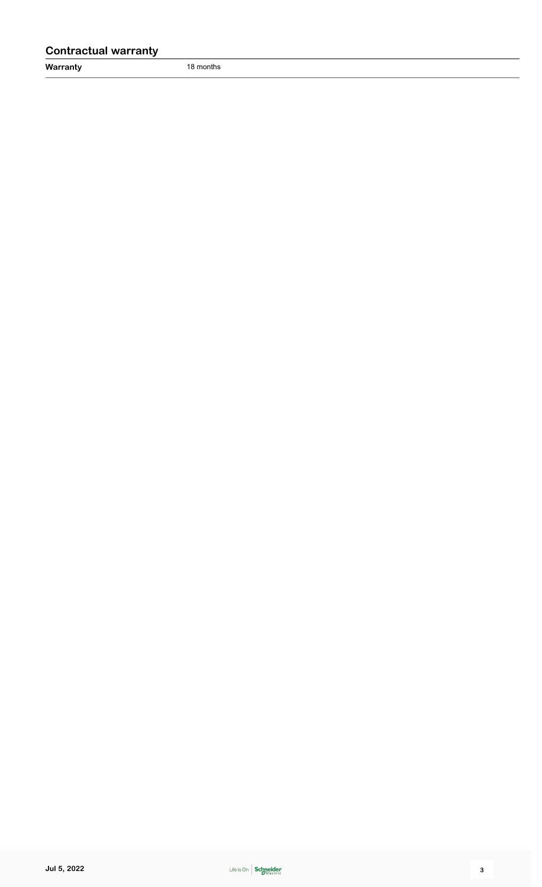## Contractual warranty

| | |
|---|---|
| **Warranty** | 18 months |